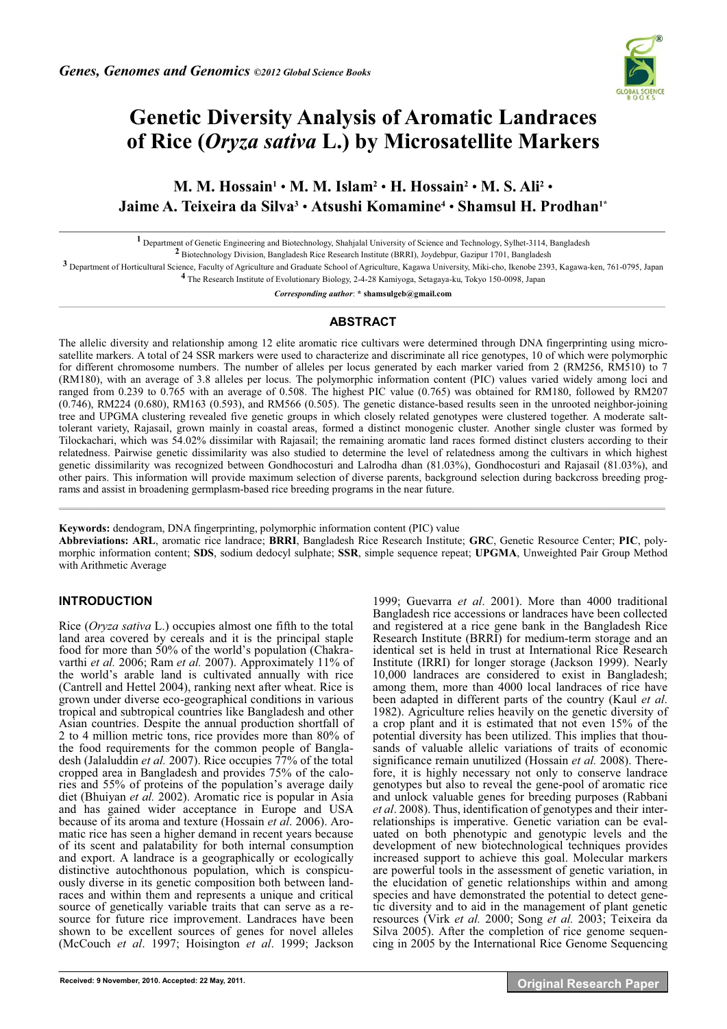# Genetic Diversity Analysis of Aromatic Landraces of Rice (*Oryza sativa* L.) by Microsatellite Markers

**M. M. Hossain[1] • M. M. Islam[2] • H. Hossain[2] • M. S. Ali[2] • Jaime A. Teixeira da Silva[3] • Atsushi Komamine[4] • Shamsul H. Prodhan[1*]**

[1] Department of Genetic Engineering and Biotechnology, Shahjalal University of Science and Technology, Sylhet-3114, Bangladesh

[2] Biotechnology Division, Bangladesh Rice Research Institute (BRRI), Joydebpur, Gazipur 1701, Bangladesh

[3] Department of Horticultural Science, Faculty of Agriculture and Graduate School of Agriculture, Kagawa University, Miki-cho, Ikenobe 2393, Kagawa-ken, 761-0795, Japan

[4] The Research Institute of Evolutionary Biology, 2-4-28 Kamiyoga, Setagaya-ku, Tokyo 150-0098, Japan

*Corresponding author*: * **shamsulgeb@gmail.com**

## ABSTRACT

The allelic diversity and relationship among 12 elite aromatic rice cultivars were determined through DNA fingerprinting using microsatellite markers. A total of 24 SSR markers were used to characterize and discriminate all rice genotypes, 10 of which were polymorphic for different chromosome numbers. The number of alleles per locus generated by each marker varied from 2 (RM256, RM510) to 7 (RM180), with an average of 3.8 alleles per locus. The polymorphic information content (PIC) values varied widely among loci and ranged from 0.239 to 0.765 with an average of 0.508. The highest PIC value (0.765) was obtained for RM180, followed by RM207 (0.746), RM224 (0.680), RM163 (0.593), and RM566 (0.505). The genetic distance-based results seen in the unrooted neighbor-joining tree and UPGMA clustering revealed five genetic groups in which closely related genotypes were clustered together. A moderate salt-tolerant variety, Rajasail, grown mainly in coastal areas, formed a distinct monogenic cluster. Another single cluster was formed by Tilockachari, which was 54.02% dissimilar with Rajasail; the remaining aromatic land races formed distinct clusters according to their relatedness. Pairwise genetic dissimilarity was also studied to determine the level of relatedness among the cultivars in which highest genetic dissimilarity was recognized between Gondhocosturi and Lalrodha dhan (81.03%), Gondhocosturi and Rajasail (81.03%), and other pairs. This information will provide maximum selection of diverse parents, background selection during backcross breeding programs and assist in broadening germplasm-based rice breeding programs in the near future.

**Keywords:** dendogram, DNA fingerprinting, polymorphic information content (PIC) value

**Abbreviations: ARL**, aromatic rice landrace; **BRRI**, Bangladesh Rice Research Institute; **GRC**, Genetic Resource Center; **PIC**, polymorphic information content; **SDS**, sodium dedocyl sulphate; **SSR**, simple sequence repeat; **UPGMA**, Unweighted Pair Group Method with Arithmetic Average

## INTRODUCTION

Rice (*Oryza sativa* L.) occupies almost one fifth to the total land area covered by cereals and it is the principal staple food for more than 50% of the world's population (Chakravarthi *et al.* 2006; Ram *et al.* 2007). Approximately 11% of the world's arable land is cultivated annually with rice (Cantrell and Hettel 2004), ranking next after wheat. Rice is grown under diverse eco-geographical conditions in various tropical and subtropical countries like Bangladesh and other Asian countries. Despite the annual production shortfall of 2 to 4 million metric tons, rice provides more than 80% of the food requirements for the common people of Bangladesh (Jalaluddin *et al.* 2007). Rice occupies 77% of the total cropped area in Bangladesh and provides 75% of the calories and 55% of proteins of the population's average daily diet (Bhuiyan *et al.* 2002). Aromatic rice is popular in Asia and has gained wider acceptance in Europe and USA because of its aroma and texture (Hossain *et al*. 2006). Aromatic rice has seen a higher demand in recent years because of its scent and palatability for both internal consumption and export. A landrace is a geographically or ecologically distinctive autochthonous population, which is conspicuously diverse in its genetic composition both between landraces and within them and represents a unique and critical source of genetically variable traits that can serve as a resource for future rice improvement. Landraces have been shown to be excellent sources of genes for novel alleles (McCouch *et al*. 1997; Hoisington *et al*. 1999; Jackson 1999; Guevarra *et al*. 2001). More than 4000 traditional Bangladesh rice accessions or landraces have been collected and registered at a rice gene bank in the Bangladesh Rice Research Institute (BRRI) for medium-term storage and an identical set is held in trust at International Rice Research Institute (IRRI) for longer storage (Jackson 1999). Nearly 10,000 landraces are considered to exist in Bangladesh; among them, more than 4000 local landraces of rice have been adapted in different parts of the country (Kaul *et al*. 1982). Agriculture relies heavily on the genetic diversity of a crop plant and it is estimated that not even 15% of the potential diversity has been utilized. This implies that thousands of valuable allelic variations of traits of economic significance remain unutilized (Hossain *et al.* 2008). Therefore, it is highly necessary not only to conserve landrace genotypes but also to reveal the gene-pool of aromatic rice and unlock valuable genes for breeding purposes (Rabbani *et al*. 2008). Thus, identification of genotypes and their interrelationships is imperative. Genetic variation can be evaluated on both phenotypic and genotypic levels and the development of new biotechnological techniques provides increased support to achieve this goal. Molecular markers are powerful tools in the assessment of genetic variation, in the elucidation of genetic relationships within and among species and have demonstrated the potential to detect genetic diversity and to aid in the management of plant genetic resources (Virk *et al.* 2000; Song *et al.* 2003; Teixeira da Silva 2005). After the completion of rice genome sequencing in 2005 by the International Rice Genome Sequencing

Received: 9 November, 2010. Accepted: 22 May, 2011.

**Original Research Paper**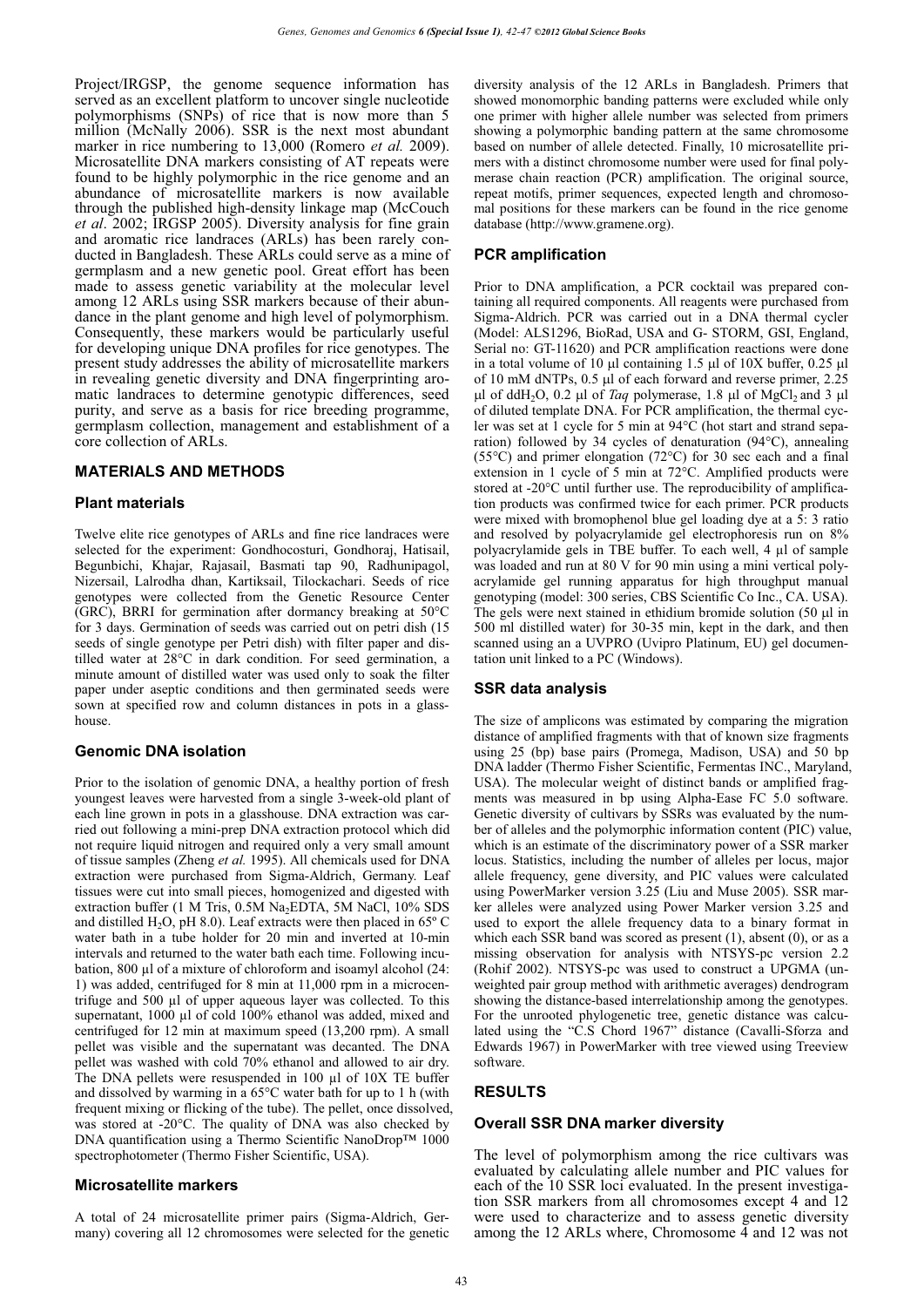Project/IRGSP, the genome sequence information has served as an excellent platform to uncover single nucleotide polymorphisms (SNPs) of rice that is now more than 5 million (McNally 2006). SSR is the next most abundant marker in rice numbering to 13,000 (Romero *et al.* 2009). Microsatellite DNA markers consisting of AT repeats were found to be highly polymorphic in the rice genome and an abundance of microsatellite markers is now available through the published high-density linkage map (McCouch *et al*. 2002; IRGSP 2005). Diversity analysis for fine grain and aromatic rice landraces (ARLs) has been rarely conducted in Bangladesh. These ARLs could serve as a mine of germplasm and a new genetic pool. Great effort has been made to assess genetic variability at the molecular level among 12 ARLs using SSR markers because of their abundance in the plant genome and high level of polymorphism. Consequently, these markers would be particularly useful for developing unique DNA profiles for rice genotypes. The present study addresses the ability of microsatellite markers in revealing genetic diversity and DNA fingerprinting aromatic landraces to determine genotypic differences, seed purity, and serve as a basis for rice breeding programme, germplasm collection, management and establishment of a core collection of ARLs.

## MATERIALS AND METHODS

### Plant materials

Twelve elite rice genotypes of ARLs and fine rice landraces were selected for the experiment: Gondhocosturi, Gondhoraj, Hatisail, Begunbichi, Khajar, Rajasail, Basmati tap 90, Radhunipagol, Nizersail, Lalrodha dhan, Kartiksail, Tilockachari. Seeds of rice genotypes were collected from the Genetic Resource Center (GRC), BRRI for germination after dormancy breaking at 50°C for 3 days. Germination of seeds was carried out on petri dish (15 seeds of single genotype per Petri dish) with filter paper and distilled water at 28°C in dark condition. For seed germination, a minute amount of distilled water was used only to soak the filter paper under aseptic conditions and then germinated seeds were sown at specified row and column distances in pots in a glasshouse.

### Genomic DNA isolation

Prior to the isolation of genomic DNA, a healthy portion of fresh youngest leaves were harvested from a single 3-week-old plant of each line grown in pots in a glasshouse. DNA extraction was carried out following a mini-prep DNA extraction protocol which did not require liquid nitrogen and required only a very small amount of tissue samples (Zheng *et al.* 1995). All chemicals used for DNA extraction were purchased from Sigma-Aldrich, Germany. Leaf tissues were cut into small pieces, homogenized and digested with extraction buffer (1 M Tris, 0.5M $Na_2EDTA$, 5M NaCl, 10% SDS and distilled $H_2O$, pH 8.0). Leaf extracts were then placed in 65° C water bath in a tube holder for 20 min and inverted at 10-min intervals and returned to the water bath each time. Following incubation, 800 µl of a mixture of chloroform and isoamyl alcohol (24: 1) was added, centrifuged for 8 min at 11,000 rpm in a microcentrifuge and 500 µl of upper aqueous layer was collected. To this supernatant, 1000 µl of cold 100% ethanol was added, mixed and centrifuged for 12 min at maximum speed (13,200 rpm). A small pellet was visible and the supernatant was decanted. The DNA pellet was washed with cold 70% ethanol and allowed to air dry. The DNA pellets were resuspended in 100 µl of 10X TE buffer and dissolved by warming in a 65°C water bath for up to 1 h (with frequent mixing or flicking of the tube). The pellet, once dissolved, was stored at -20°C. The quality of DNA was also checked by DNA quantification using a Thermo Scientific NanoDrop™ 1000 spectrophotometer (Thermo Fisher Scientific, USA).

### Microsatellite markers

A total of 24 microsatellite primer pairs (Sigma-Aldrich, Germany) covering all 12 chromosomes were selected for the genetic diversity analysis of the 12 ARLs in Bangladesh. Primers that showed monomorphic banding patterns were excluded while only one primer with higher allele number was selected from primers showing a polymorphic banding pattern at the same chromosome based on number of allele detected. Finally, 10 microsatellite primers with a distinct chromosome number were used for final polymerase chain reaction (PCR) amplification. The original source, repeat motifs, primer sequences, expected length and chromosomal positions for these markers can be found in the rice genome database (http://www.gramene.org).

### PCR amplification

Prior to DNA amplification, a PCR cocktail was prepared containing all required components. All reagents were purchased from Sigma-Aldrich. PCR was carried out in a DNA thermal cycler (Model: ALS1296, BioRad, USA and G- STORM, GSI, England, Serial no: GT-11620) and PCR amplification reactions were done in a total volume of 10 µl containing 1.5 µl of 10X buffer, 0.25 µl of 10 mM dNTPs, 0.5 µl of each forward and reverse primer, 2.25 µl of $ddH_2O$, 0.2 µl of *Taq* polymerase, 1.8 µl of $MgCl_2$ and 3 µl of diluted template DNA. For PCR amplification, the thermal cycler was set at 1 cycle for 5 min at 94°C (hot start and strand separation) followed by 34 cycles of denaturation (94°C), annealing (55°C) and primer elongation (72°C) for 30 sec each and a final extension in 1 cycle of 5 min at 72°C. Amplified products were stored at -20°C until further use. The reproducibility of amplification products was confirmed twice for each primer. PCR products were mixed with bromophenol blue gel loading dye at a 5: 3 ratio and resolved by polyacrylamide gel electrophoresis run on 8% polyacrylamide gels in TBE buffer. To each well, 4 µl of sample was loaded and run at 80 V for 90 min using a mini vertical polyacrylamide gel running apparatus for high throughput manual genotyping (model: 300 series, CBS Scientific Co Inc., CA. USA). The gels were next stained in ethidium bromide solution (50 µl in 500 ml distilled water) for 30-35 min, kept in the dark, and then scanned using an a UVPRO (Uvipro Platinum, EU) gel documentation unit linked to a PC (Windows).

### SSR data analysis

The size of amplicons was estimated by comparing the migration distance of amplified fragments with that of known size fragments using 25 (bp) base pairs (Promega, Madison, USA) and 50 bp DNA ladder (Thermo Fisher Scientific, Fermentas INC., Maryland, USA). The molecular weight of distinct bands or amplified fragments was measured in bp using Alpha-Ease FC 5.0 software. Genetic diversity of cultivars by SSRs was evaluated by the number of alleles and the polymorphic information content (PIC) value, which is an estimate of the discriminatory power of a SSR marker locus. Statistics, including the number of alleles per locus, major allele frequency, gene diversity, and PIC values were calculated using PowerMarker version 3.25 (Liu and Muse 2005). SSR marker alleles were analyzed using Power Marker version 3.25 and used to export the allele frequency data to a binary format in which each SSR band was scored as present (1), absent (0), or as a missing observation for analysis with NTSYS-pc version 2.2 (Rohif 2002). NTSYS-pc was used to construct a UPGMA (unweighted pair group method with arithmetic averages) dendrogram showing the distance-based interrelationship among the genotypes. For the unrooted phylogenetic tree, genetic distance was calculated using the "C.S Chord 1967" distance (Cavalli-Sforza and Edwards 1967) in PowerMarker with tree viewed using Treeview software.

## RESULTS

### Overall SSR DNA marker diversity

The level of polymorphism among the rice cultivars was evaluated by calculating allele number and PIC values for each of the 10 SSR loci evaluated. In the present investigation SSR markers from all chromosomes except 4 and 12 were used to characterize and to assess genetic diversity among the 12 ARLs where, Chromosome 4 and 12 was not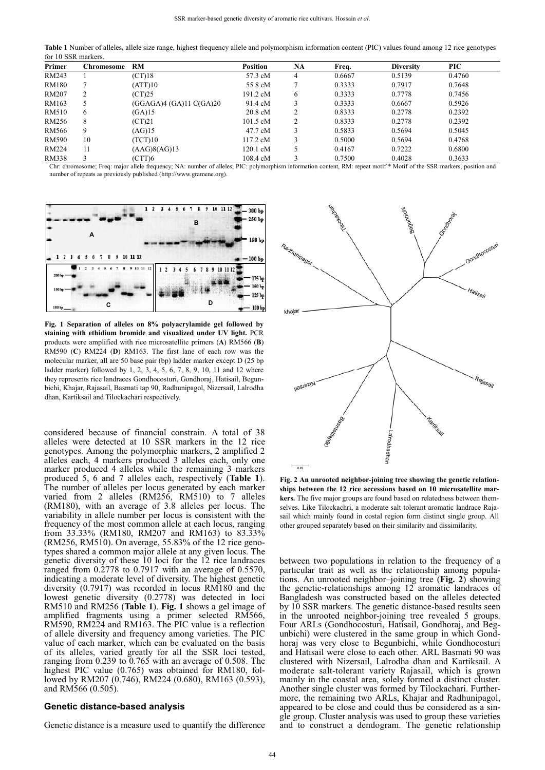**Table 1** Number of alleles, allele size range, highest frequency allele and polymorphism information content (PIC) values found among 12 rice genotypes for 10 SSR markers.

| Primer | Chromosome | RM | Position | NA | Freq. | Diversity | PIC |
|---|---|---|---|---|---|---|---|
| RM243 | 1 | (CT)18 | 57.3 cM | 4 | 0.6667 | 0.5139 | 0.4760 |
| RM180 | 7 | (ATT)10 | 55.8 cM | 7 | 0.3333 | 0.7917 | 0.7648 |
| RM207 | 2 | (CT)25 | 191.2 cM | 6 | 0.3333 | 0.7778 | 0.7456 |
| RM163 | 5 | (GGAGA)4 (GA)11 C(GA)20 | 91.4 cM | 3 | 0.3333 | 0.6667 | 0.5926 |
| RM510 | 6 | (GA)15 | 20.8 cM | 2 | 0.8333 | 0.2778 | 0.2392 |
| RM256 | 8 | (CT)21 | 101.5 cM | 2 | 0.8333 | 0.2778 | 0.2392 |
| RM566 | 9 | (AG)15 | 47.7 cM | 3 | 0.5833 | 0.5694 | 0.5045 |
| RM590 | 10 | (TCT)10 | 117.2 cM | 3 | 0.5000 | 0.5694 | 0.4768 |
| RM224 | 11 | (AAG)8(AG)13 | 120.1 cM | 5 | 0.4167 | 0.7222 | 0.6800 |
| RM338 | 3 | (CTT)6 | 108.4 cM | 3 | 0.7500 | 0.4028 | 0.3633 |

Chr: chromosome; Freq: major allele frequency; NA: number of alleles; PIC: polymorphism information content, RM: repeat motif * Motif of the SSR markers, position and number of repeats as previously published (http://www.gramene.org).

**Fig. 1 Separation of alleles on 8% polyacrylamide gel followed by staining with ethidium bromide and visualized under UV light.** PCR products were amplified with rice microsatellite primers (**A**) RM566 (**B**) RM590 (**C**) RM224 (**D**) RM163. The first lane of each row was the molecular marker, all are 50 base pair (bp) ladder marker except D (25 bp ladder marker) followed by 1, 2, 3, 4, 5, 6, 7, 8, 9, 10, 11 and 12 where they represents rice landraces Gondhocosturi, Gondhoraj, Hatisail, Begunbichi, Khajar, Rajasail, Basmati tap 90, Radhunipagol, Nizersail, Lalrodha dhan, Kartiksail and Tilockachari respectively.

considered because of financial constrain. A total of 38 alleles were detected at 10 SSR markers in the 12 rice genotypes. Among the polymorphic markers, 2 amplified 2 alleles each, 4 markers produced 3 alleles each, only one marker produced 4 alleles while the remaining 3 markers produced 5, 6 and 7 alleles each, respectively (**Table 1**). The number of alleles per locus generated by each marker varied from 2 alleles (RM256, RM510) to 7 alleles (RM180), with an average of 3.8 alleles per locus. The variability in allele number per locus is consistent with the frequency of the most common allele at each locus, ranging from 33.33% (RM180, RM207 and RM163) to 83.33% (RM256, RM510). On average, 55.83% of the 12 rice genotypes shared a common major allele at any given locus. The genetic diversity of these 10 loci for the 12 rice landraces ranged from 0.2778 to 0.7917 with an average of 0.5570, indicating a moderate level of diversity. The highest genetic diversity (0.7917) was recorded in locus RM180 and the lowest genetic diversity (0.2778) was detected in loci RM510 and RM256 (**Table 1**). **Fig. 1** shows a gel image of amplified fragments using a primer selected RM566, RM590, RM224 and RM163. The PIC value is a reflection of allele diversity and frequency among varieties. The PIC value of each marker, which can be evaluated on the basis of its alleles, varied greatly for all the SSR loci tested, ranging from 0.239 to 0.765 with an average of 0.508. The highest PIC value (0.765) was obtained for RM180, followed by RM207 (0.746), RM224 (0.680), RM163 (0.593), and RM566 (0.505).

### Genetic distance-based analysis

Genetic distance is a measure used to quantify the difference between two populations in relation to the frequency of a particular trait as well as the relationship among populations. An unrooted neighbor–joining tree (**Fig. 2**) showing the genetic-relationships among 12 aromatic landraces of Bangladesh was constructed based on the alleles detected by 10 SSR markers. The genetic distance-based results seen in the unrooted neighbor-joining tree revealed 5 groups. Four ARLs (Gondhocosturi, Hatisail, Gondhoraj, and Begunbichi) were clustered in the same group in which Gondhoraj was very close to Begunbichi, while Gondhocosturi and Hatisail were close to each other. ARL Basmati 90 was clustered with Nizersail, Lalrodha dhan and Kartiksail. A moderate salt-tolerant variety Rajasail, which is grown mainly in the coastal area, solely formed a distinct cluster. Another single cluster was formed by Tilockachari. Furthermore, the remaining two ARLs, Khajar and Radhunipagol, appeared to be close and could thus be considered as a single group. Cluster analysis was used to group these varieties and to construct a dendogram. The genetic relationship

**Fig. 2 An unrooted neighbor-joining tree showing the genetic relationships between the 12 rice accessions based on 10 microsatellite markers.** The five major groups are found based on relatedness between themselves. Like Tilockachri, a moderate salt tolerant aromatic landrace Rajasail which mainly found in costal region form distinct single group. All other grouped separately based on their similarity and dissimilarity.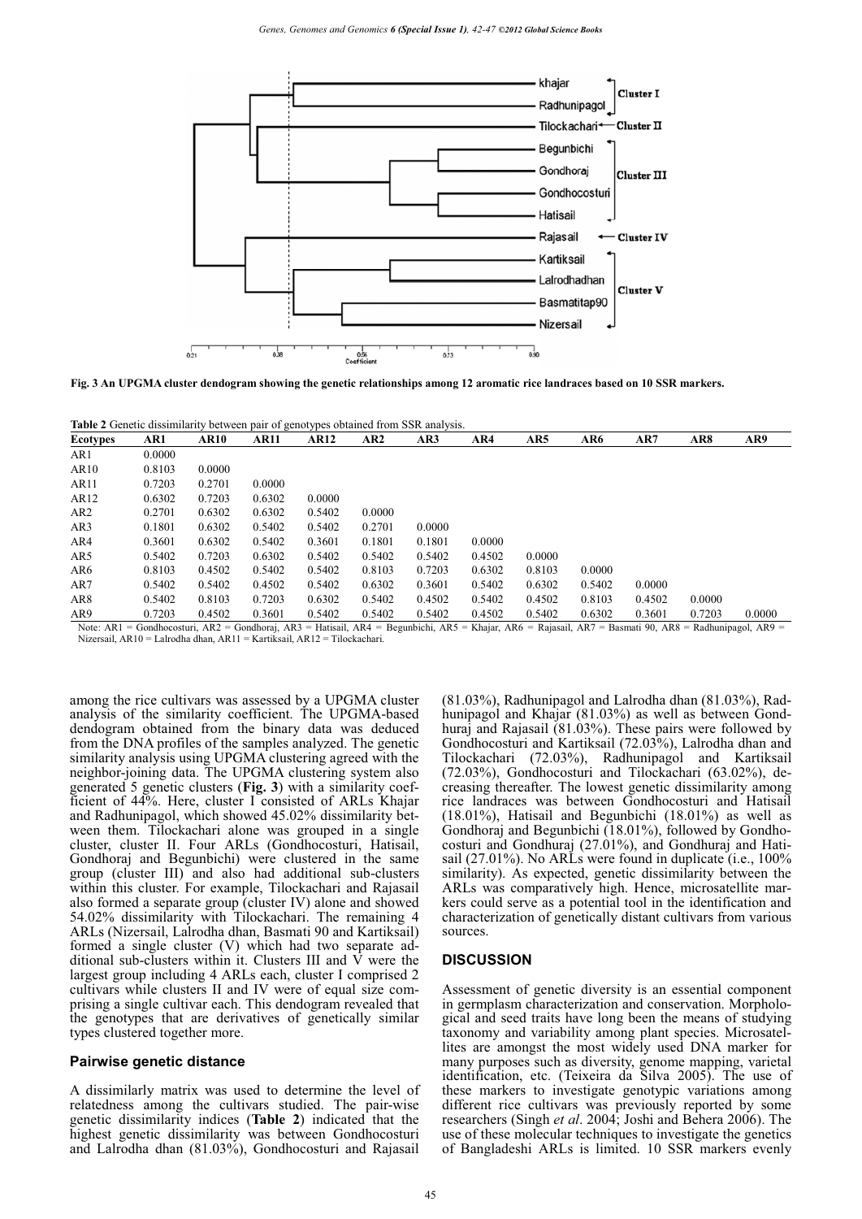Fig. 3 An UPGMA cluster dendogram showing the genetic relationships among 12 aromatic rice landraces based on 10 SSR markers.

**Table 2** Genetic dissimilarity between pair of genotypes obtained from SSR analysis.

| Ecotypes | AR1 | AR10 | AR11 | AR12 | AR2 | AR3 | AR4 | AR5 | AR6 | AR7 | AR8 | AR9 |
|---|---|---|---|---|---|---|---|---|---|---|---|---|
| AR1 | 0.0000 | | | | | | | | | | | |
| AR10 | 0.8103 | 0.0000 | | | | | | | | | | |
| AR11 | 0.7203 | 0.2701 | 0.0000 | | | | | | | | | |
| AR12 | 0.6302 | 0.7203 | 0.6302 | 0.0000 | | | | | | | | |
| AR2 | 0.2701 | 0.6302 | 0.6302 | 0.5402 | 0.0000 | | | | | | | |
| AR3 | 0.1801 | 0.6302 | 0.5402 | 0.5402 | 0.2701 | 0.0000 | | | | | | |
| AR4 | 0.3601 | 0.6302 | 0.5402 | 0.3601 | 0.1801 | 0.1801 | 0.0000 | | | | | |
| AR5 | 0.5402 | 0.7203 | 0.6302 | 0.5402 | 0.5402 | 0.5402 | 0.4502 | 0.0000 | | | | |
| AR6 | 0.8103 | 0.4502 | 0.5402 | 0.5402 | 0.8103 | 0.7203 | 0.6302 | 0.8103 | 0.0000 | | | |
| AR7 | 0.5402 | 0.5402 | 0.4502 | 0.5402 | 0.6302 | 0.3601 | 0.5402 | 0.6302 | 0.5402 | 0.0000 | | |
| AR8 | 0.5402 | 0.8103 | 0.7203 | 0.6302 | 0.5402 | 0.4502 | 0.5402 | 0.4502 | 0.8103 | 0.4502 | 0.0000 | |
| AR9 | 0.7203 | 0.4502 | 0.3601 | 0.5402 | 0.5402 | 0.5402 | 0.4502 | 0.5402 | 0.6302 | 0.3601 | 0.7203 | 0.0000 |

Note: AR1 = Gondhocosturi, AR2 = Gondhoraj, AR3 = Hatisail, AR4 = Begunbichi, AR5 = Khajar, AR6 = Rajasail, AR7 = Basmati 90, AR8 = Radhunipagol, AR9 = Nizersail, AR10 = Lalrodha dhan, AR11 = Kartiksail, AR12 = Tilockachari.

among the rice cultivars was assessed by a UPGMA cluster analysis of the similarity coefficient. The UPGMA-based dendogram obtained from the binary data was deduced from the DNA profiles of the samples analyzed. The genetic similarity analysis using UPGMA clustering agreed with the neighbor-joining data. The UPGMA clustering system also generated 5 genetic clusters (**Fig. 3**) with a similarity coefficient of 44%. Here, cluster I consisted of ARLs Khajar and Radhunipagol, which showed 45.02% dissimilarity between them. Tilockachari alone was grouped in a single cluster, cluster II. Four ARLs (Gondhocosturi, Hatisail, Gondhoraj and Begunbichi) were clustered in the same group (cluster III) and also had additional sub-clusters within this cluster. For example, Tilockachari and Rajasail also formed a separate group (cluster IV) alone and showed 54.02% dissimilarity with Tilockachari. The remaining 4 ARLs (Nizersail, Lalrodha dhan, Basmati 90 and Kartiksail) formed a single cluster (V) which had two separate additional sub-clusters within it. Clusters III and V were the largest group including 4 ARLs each, cluster I comprised 2 cultivars while clusters II and IV were of equal size comprising a single cultivar each. This dendogram revealed that the genotypes that are derivatives of genetically similar types clustered together more.

### Pairwise genetic distance

A dissimilarly matrix was used to determine the level of relatedness among the cultivars studied. The pair-wise genetic dissimilarity indices (**Table 2**) indicated that the highest genetic dissimilarity was between Gondhocosturi and Lalrodha dhan (81.03%), Gondhocosturi and Rajasail (81.03%), Radhunipagol and Lalrodha dhan (81.03%), Radhunipagol and Khajar (81.03%) as well as between Gondhuraj and Rajasail (81.03%). These pairs were followed by Gondhocosturi and Kartiksail (72.03%), Lalrodha dhan and Tilockachari (72.03%), Radhunipagol and Kartiksail (72.03%), Gondhocosturi and Tilockachari (63.02%), decreasing thereafter. The lowest genetic dissimilarity among rice landraces was between Gondhocosturi and Hatisail (18.01%), Hatisail and Begunbichi (18.01%) as well as Gondhoraj and Begunbichi (18.01%), followed by Gondhocosturi and Gondhuraj (27.01%), and Gondhuraj and Hatisail (27.01%). No ARLs were found in duplicate (i.e., 100% similarity). As expected, genetic dissimilarity between the ARLs was comparatively high. Hence, microsatellite markers could serve as a potential tool in the identification and characterization of genetically distant cultivars from various sources.

## DISCUSSION

Assessment of genetic diversity is an essential component in germplasm characterization and conservation. Morphological and seed traits have long been the means of studying taxonomy and variability among plant species. Microsatellites are amongst the most widely used DNA marker for many purposes such as diversity, genome mapping, varietal identification, etc. (Teixeira da Silva 2005). The use of these markers to investigate genotypic variations among different rice cultivars was previously reported by some researchers (Singh *et al*. 2004; Joshi and Behera 2006). The use of these molecular techniques to investigate the genetics of Bangladeshi ARLs is limited. 10 SSR markers evenly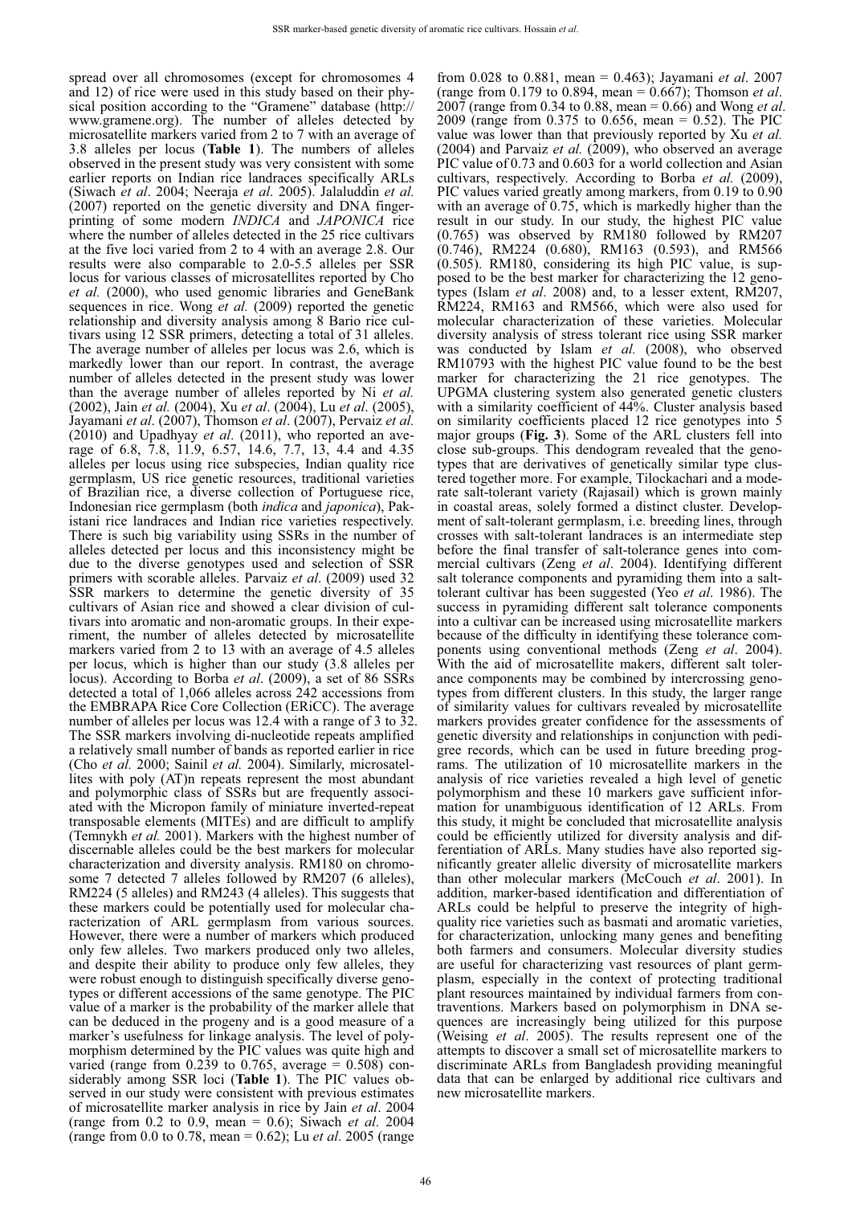spread over all chromosomes (except for chromosomes 4 and 12) of rice were used in this study based on their physical position according to the "Gramene" database (http://www.gramene.org). The number of alleles detected by microsatellite markers varied from 2 to 7 with an average of 3.8 alleles per locus (**Table 1**). The numbers of alleles observed in the present study was very consistent with some earlier reports on Indian rice landraces specifically ARLs (Siwach *et al*. 2004; Neeraja *et al*. 2005). Jalaluddin *et al.* (2007) reported on the genetic diversity and DNA fingerprinting of some modern *INDICA* and *JAPONICA* rice where the number of alleles detected in the 25 rice cultivars at the five loci varied from 2 to 4 with an average 2.8. Our results were also comparable to 2.0-5.5 alleles per SSR locus for various classes of microsatellites reported by Cho *et al.* (2000), who used genomic libraries and GeneBank sequences in rice. Wong *et al.* (2009) reported the genetic relationship and diversity analysis among 8 Bario rice cultivars using 12 SSR primers, detecting a total of 31 alleles. The average number of alleles per locus was 2.6, which is markedly lower than our report. In contrast, the average number of alleles detected in the present study was lower than the average number of alleles reported by Ni *et al.* (2002), Jain *et al.* (2004), Xu *et al*. (2004), Lu *et al*. (2005), Jayamani *et al*. (2007), Thomson *et al*. (2007), Pervaiz *et al.* (2010) and Upadhyay *et al*. (2011), who reported an average of 6.8, 7.8, 11.9, 6.57, 14.6, 7.7, 13, 4.4 and 4.35 alleles per locus using rice subspecies, Indian quality rice germplasm, US rice genetic resources, traditional varieties of Brazilian rice, a diverse collection of Portuguese rice, Indonesian rice germplasm (both *indica* and *japonica*), Pakistani rice landraces and Indian rice varieties respectively. There is such big variability using SSRs in the number of alleles detected per locus and this inconsistency might be due to the diverse genotypes used and selection of SSR primers with scorable alleles. Parvaiz *et al*. (2009) used 32 SSR markers to determine the genetic diversity of 35 cultivars of Asian rice and showed a clear division of cultivars into aromatic and non-aromatic groups. In their experiment, the number of alleles detected by microsatellite markers varied from 2 to 13 with an average of 4.5 alleles per locus, which is higher than our study (3.8 alleles per locus). According to Borba *et al*. (2009), a set of 86 SSRs detected a total of 1,066 alleles across 242 accessions from the EMBRAPA Rice Core Collection (ERiCC). The average number of alleles per locus was 12.4 with a range of 3 to 32. The SSR markers involving di-nucleotide repeats amplified a relatively small number of bands as reported earlier in rice (Cho *et al.* 2000; Sainil *et al.* 2004). Similarly, microsatellites with poly (AT)n repeats represent the most abundant and polymorphic class of SSRs but are frequently associated with the Micropon family of miniature inverted-repeat transposable elements (MITEs) and are difficult to amplify (Temnykh *et al.* 2001). Markers with the highest number of discernable alleles could be the best markers for molecular characterization and diversity analysis. RM180 on chromosome 7 detected 7 alleles followed by RM207 (6 alleles), RM224 (5 alleles) and RM243 (4 alleles). This suggests that these markers could be potentially used for molecular characterization of ARL germplasm from various sources. However, there were a number of markers which produced only few alleles. Two markers produced only two alleles, and despite their ability to produce only few alleles, they were robust enough to distinguish specifically diverse genotypes or different accessions of the same genotype. The PIC value of a marker is the probability of the marker allele that can be deduced in the progeny and is a good measure of a marker's usefulness for linkage analysis. The level of polymorphism determined by the PIC values was quite high and varied (range from 0.239 to 0.765, average = 0.508) considerably among SSR loci (**Table 1**). The PIC values observed in our study were consistent with previous estimates of microsatellite marker analysis in rice by Jain *et al*. 2004 (range from 0.2 to 0.9, mean = 0.6); Siwach *et al*. 2004 (range from 0.0 to 0.78, mean = 0.62); Lu *et al*. 2005 (range from 0.028 to 0.881, mean = 0.463); Jayamani *et al*. 2007 (range from 0.179 to 0.894, mean = 0.667); Thomson *et al*. 2007 (range from 0.34 to 0.88, mean = 0.66) and Wong *et al*. 2009 (range from 0.375 to 0.656, mean = 0.52). The PIC value was lower than that previously reported by Xu *et al.* (2004) and Parvaiz *et al.* (2009), who observed an average PIC value of 0.73 and 0.603 for a world collection and Asian cultivars, respectively. According to Borba *et al.* (2009), PIC values varied greatly among markers, from 0.19 to 0.90 with an average of 0.75, which is markedly higher than the result in our study. In our study, the highest PIC value (0.765) was observed by RM180 followed by RM207 (0.746), RM224 (0.680), RM163 (0.593), and RM566 (0.505). RM180, considering its high PIC value, is supposed to be the best marker for characterizing the 12 genotypes (Islam *et al*. 2008) and, to a lesser extent, RM207, RM224, RM163 and RM566, which were also used for molecular characterization of these varieties. Molecular diversity analysis of stress tolerant rice using SSR marker was conducted by Islam *et al.* (2008), who observed RM10793 with the highest PIC value found to be the best marker for characterizing the 21 rice genotypes. The UPGMA clustering system also generated genetic clusters with a similarity coefficient of 44%. Cluster analysis based on similarity coefficients placed 12 rice genotypes into 5 major groups (**Fig. 3**). Some of the ARL clusters fell into close sub-groups. This dendogram revealed that the genotypes that are derivatives of genetically similar type clustered together more. For example, Tilockachari and a moderate salt-tolerant variety (Rajasail) which is grown mainly in coastal areas, solely formed a distinct cluster. Development of salt-tolerant germplasm, i.e. breeding lines, through crosses with salt-tolerant landraces is an intermediate step before the final transfer of salt-tolerance genes into commercial cultivars (Zeng *et al*. 2004). Identifying different salt tolerance components and pyramiding them into a salt-tolerant cultivar has been suggested (Yeo *et al*. 1986). The success in pyramiding different salt tolerance components into a cultivar can be increased using microsatellite markers because of the difficulty in identifying these tolerance components using conventional methods (Zeng *et al*. 2004). With the aid of microsatellite makers, different salt tolerance components may be combined by intercrossing genotypes from different clusters. In this study, the larger range of similarity values for cultivars revealed by microsatellite markers provides greater confidence for the assessments of genetic diversity and relationships in conjunction with pedigree records, which can be used in future breeding programs. The utilization of 10 microsatellite markers in the analysis of rice varieties revealed a high level of genetic polymorphism and these 10 markers gave sufficient information for unambiguous identification of 12 ARLs. From this study, it might be concluded that microsatellite analysis could be efficiently utilized for diversity analysis and differentiation of ARLs. Many studies have also reported significantly greater allelic diversity of microsatellite markers than other molecular markers (McCouch *et al*. 2001). In addition, marker-based identification and differentiation of ARLs could be helpful to preserve the integrity of high-quality rice varieties such as basmati and aromatic varieties, for characterization, unlocking many genes and benefiting both farmers and consumers. Molecular diversity studies are useful for characterizing vast resources of plant germplasm, especially in the context of protecting traditional plant resources maintained by individual farmers from contraventions. Markers based on polymorphism in DNA sequences are increasingly being utilized for this purpose (Weising *et al*. 2005). The results represent one of the attempts to discover a small set of microsatellite markers to discriminate ARLs from Bangladesh providing meaningful data that can be enlarged by additional rice cultivars and new microsatellite markers.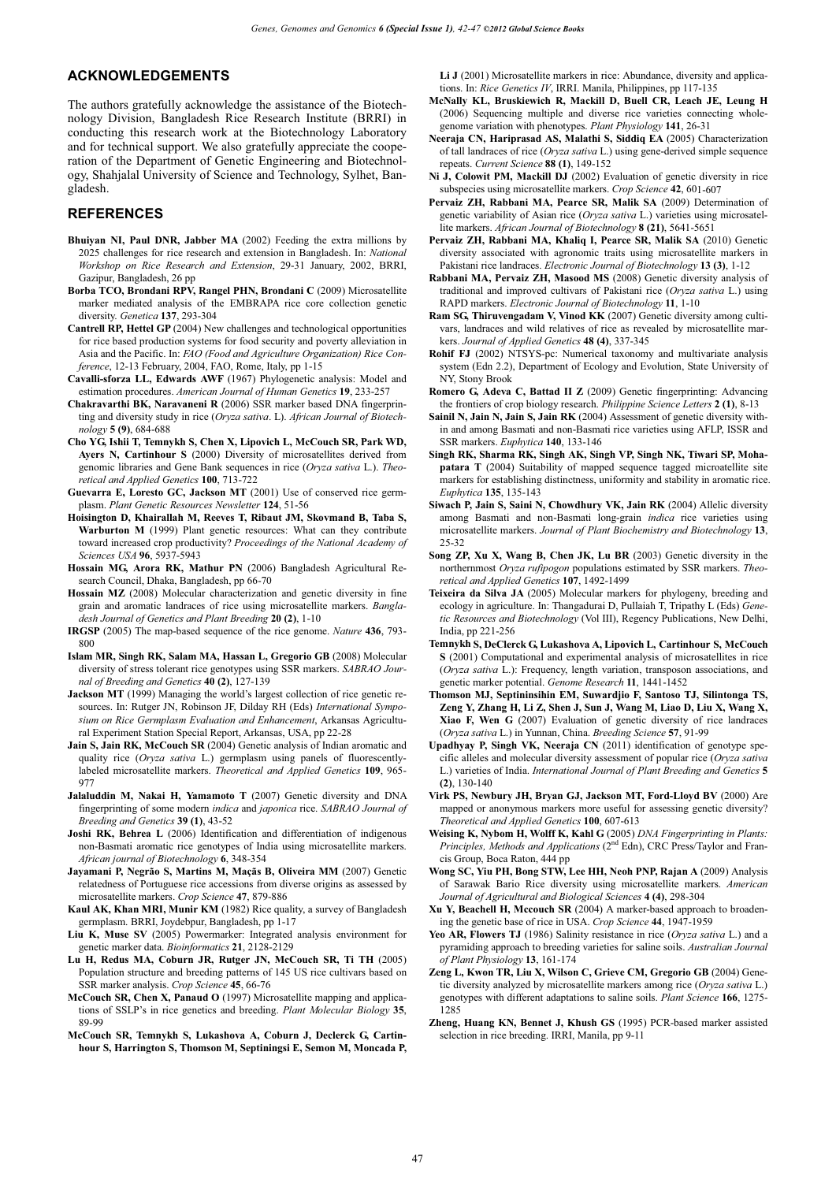## ACKNOWLEDGEMENTS

The authors gratefully acknowledge the assistance of the Biotechnology Division, Bangladesh Rice Research Institute (BRRI) in conducting this research work at the Biotechnology Laboratory and for technical support. We also gratefully appreciate the cooperation of the Department of Genetic Engineering and Biotechnology, Shahjalal University of Science and Technology, Sylhet, Bangladesh.

## REFERENCES

**Bhuiyan NI, Paul DNR, Jabber MA** (2002) Feeding the extra millions by 2025 challenges for rice research and extension in Bangladesh. In: *National Workshop on Rice Research and Extension*, 29-31 January, 2002, BRRI, Gazipur, Bangladesh, 26 pp

**Borba TCO, Brondani RPV, Rangel PHN, Brondani C** (2009) Microsatellite marker mediated analysis of the EMBRAPA rice core collection genetic diversity. *Genetica* **137**, 293-304

**Cantrell RP, Hettel GP** (2004) New challenges and technological opportunities for rice based production systems for food security and poverty alleviation in Asia and the Pacific. In: *FAO (Food and Agriculture Organization) Rice Conference*, 12-13 February, 2004, FAO, Rome, Italy, pp 1-15

**Cavalli-sforza LL, Edwards AWF** (1967) Phylogenetic analysis: Model and estimation procedures. *American Journal of Human Genetics* **19**, 233-257

**Chakravarthi BK, Naravaneni R** (2006) SSR marker based DNA fingerprinting and diversity study in rice (*Oryza sativa*. L). *African Journal of Biotechnology* **5 (9)**, 684-688

**Cho YG, Ishii T, Temnykh S, Chen X, Lipovich L, McCouch SR, Park WD, Ayers N, Cartinhour S** (2000) Diversity of microsatellites derived from genomic libraries and Gene Bank sequences in rice (*Oryza sativa* L.). *Theoretical and Applied Genetics* **100**, 713-722

**Guevarra E, Loresto GC, Jackson MT** (2001) Use of conserved rice germplasm. *Plant Genetic Resources Newsletter* **124**, 51-56

**Hoisington D, Khairallah M, Reeves T, Ribaut JM, Skovmand B, Taba S, Warburton M** (1999) Plant genetic resources: What can they contribute toward increased crop productivity? *Proceedings of the National Academy of Sciences USA* **96**, 5937-5943

**Hossain MG, Arora RK, Mathur PN** (2006) Bangladesh Agricultural Research Council, Dhaka, Bangladesh, pp 66-70

**Hossain MZ** (2008) Molecular characterization and genetic diversity in fine grain and aromatic landraces of rice using microsatellite markers. *Bangladesh Journal of Genetics and Plant Breeding* **20 (2)**, 1-10

**IRGSP** (2005) The map-based sequence of the rice genome. *Nature* **436**, 793-800

**Islam MR, Singh RK, Salam MA, Hassan L, Gregorio GB** (2008) Molecular diversity of stress tolerant rice genotypes using SSR markers. *SABRAO Journal of Breeding and Genetics* **40 (2)**, 127-139

**Jackson MT** (1999) Managing the world's largest collection of rice genetic resources. In: Rutger JN, Robinson JF, Dilday RH (Eds) *International Symposium on Rice Germplasm Evaluation and Enhancement*, Arkansas Agricultural Experiment Station Special Report, Arkansas, USA, pp 22-28

**Jain S, Jain RK, McCouch SR** (2004) Genetic analysis of Indian aromatic and quality rice (*Oryza sativa* L.) germplasm using panels of fluorescently-labeled microsatellite markers. *Theoretical and Applied Genetics* **109**, 965-977

**Jalaluddin M, Nakai H, Yamamoto T** (2007) Genetic diversity and DNA fingerprinting of some modern *indica* and *japonica* rice. *SABRAO Journal of Breeding and Genetics* **39 (1)**, 43-52

**Joshi RK, Behrea L** (2006) Identification and differentiation of indigenous non-Basmati aromatic rice genotypes of India using microsatellite markers. *African journal of Biotechnology* **6**, 348-354

**Jayamani P, Negrão S, Martins M, Maçãs B, Oliveira MM** (2007) Genetic relatedness of Portuguese rice accessions from diverse origins as assessed by microsatellite markers. *Crop Science* **47**, 879-886

**Kaul AK, Khan MRI, Munir KM** (1982) Rice quality, a survey of Bangladesh germplasm. BRRI, Joydebpur, Bangladesh, pp 1-17

**Liu K, Muse SV** (2005) Powermarker: Integrated analysis environment for genetic marker data. *Bioinformatics* **21**, 2128-2129

**Lu H, Redus MA, Coburn JR, Rutger JN, McCouch SR, Ti TH** (2005) Population structure and breeding patterns of 145 US rice cultivars based on SSR marker analysis. *Crop Science* **45**, 66-76

**McCouch SR, Chen X, Panaud O** (1997) Microsatellite mapping and applications of SSLP's in rice genetics and breeding. *Plant Molecular Biology* **35**, 89-99

**McCouch SR, Temnykh S, Lukashova A, Coburn J, Declerck G, Cartinhour S, Harrington S, Thomson M, Septiningsi E, Semon M, Moncada P, Li J** (2001) Microsatellite markers in rice: Abundance, diversity and applications. In: *Rice Genetics IV*, IRRI. Manila, Philippines, pp 117-135

**McNally KL, Bruskiewich R, Mackill D, Buell CR, Leach JE, Leung H** (2006) Sequencing multiple and diverse rice varieties connecting whole-genome variation with phenotypes. *Plant Physiology* **141**, 26-31

**Neeraja CN, Hariprasad AS, Malathi S, Siddiq EA** (2005) Characterization of tall landraces of rice (*Oryza sativa* L.) using gene-derived simple sequence repeats. *Current Science* **88 (1)**, 149-152

**Ni J, Colowit PM, Mackill DJ** (2002) Evaluation of genetic diversity in rice subspecies using microsatellite markers. *Crop Science* **42**, 601-607

**Pervaiz ZH, Rabbani MA, Pearce SR, Malik SA** (2009) Determination of genetic variability of Asian rice (*Oryza sativa* L.) varieties using microsatellite markers. *African Journal of Biotechnology* **8 (21)**, 5641-5651

**Pervaiz ZH, Rabbani MA, Khaliq I, Pearce SR, Malik SA** (2010) Genetic diversity associated with agronomic traits using microsatellite markers in Pakistani rice landraces. *Electronic Journal of Biotechnology* **13 (3)**, 1-12

**Rabbani MA, Pervaiz ZH, Masood MS** (2008) Genetic diversity analysis of traditional and improved cultivars of Pakistani rice (*Oryza sativa* L.) using RAPD markers. *Electronic Journal of Biotechnology* **11**, 1-10

**Ram SG, Thiruvengadam V, Vinod KK** (2007) Genetic diversity among cultivars, landraces and wild relatives of rice as revealed by microsatellite markers. *Journal of Applied Genetics* **48 (4)**, 337-345

**Rohif FJ** (2002) NTSYS-pc: Numerical taxonomy and multivariate analysis system (Edn 2.2), Department of Ecology and Evolution, State University of NY, Stony Brook

**Romero G, Adeva C, Battad II Z** (2009) Genetic fingerprinting: Advancing the frontiers of crop biology research. *Philippine Science Letters* **2 (1)**, 8-13

**Sainil N, Jain N, Jain S, Jain RK** (2004) Assessment of genetic diversity within and among Basmati and non-Basmati rice varieties using AFLP, ISSR and SSR markers. *Euphytica* **140**, 133-146

**Singh RK, Sharma RK, Singh AK, Singh VP, Singh NK, Tiwari SP, Mohapatra T** (2004) Suitability of mapped sequence tagged microatellite site markers for establishing distinctness, uniformity and stability in aromatic rice. *Euphytica* **135**, 135-143

**Siwach P, Jain S, Saini N, Chowdhury VK, Jain RK** (2004) Allelic diversity among Basmati and non-Basmati long-grain *indica* rice varieties using microsatellite markers. *Journal of Plant Biochemistry and Biotechnology* **13**, 25-32

**Song ZP, Xu X, Wang B, Chen JK, Lu BR** (2003) Genetic diversity in the northernmost *Oryza rufipogon* populations estimated by SSR markers. *Theoretical and Applied Genetics* **107**, 1492-1499

**Teixeira da Silva JA** (2005) Molecular markers for phylogeny, breeding and ecology in agriculture. In: Thangadurai D, Pullaiah T, Tripathy L (Eds) *Genetic Resources and Biotechnology* (Vol III), Regency Publications, New Delhi, India, pp 221-256

**Temnykh S, DeClerck G, Lukashova A, Lipovich L, Cartinhour S, McCouch S** (2001) Computational and experimental analysis of microsatellites in rice (*Oryza sativa* L.): Frequency, length variation, transposon associations, and genetic marker potential. *Genome Research* **11**, 1441-1452

**Thomson MJ, Septininsihin EM, Suwardjio F, Santoso TJ, Silintonga TS, Zeng Y, Zhang H, Li Z, Shen J, Sun J, Wang M, Liao D, Liu X, Wang X, Xiao F, Wen G** (2007) Evaluation of genetic diversity of rice landraces (*Oryza sativa* L.) in Yunnan, China. *Breeding Science* **57**, 91-99

**Upadhyay P, Singh VK, Neeraja CN** (2011) identification of genotype specific alleles and molecular diversity assessment of popular rice (*Oryza sativa* L.) varieties of India. *International Journal of Plant Breeding and Genetics* **5 (2)**, 130-140

**Virk PS, Newbury JH, Bryan GJ, Jackson MT, Ford-Lloyd BV** (2000) Are mapped or anonymous markers more useful for assessing genetic diversity? *Theoretical and Applied Genetics* **100**, 607-613

**Weising K, Nybom H, Wolff K, Kahl G** (2005) *DNA Fingerprinting in Plants: Principles, Methods and Applications* (2nd Edn), CRC Press/Taylor and Francis Group, Boca Raton, 444 pp

**Wong SC, Yiu PH, Bong STW, Lee HH, Neoh PNP, Rajan A** (2009) Analysis of Sarawak Bario Rice diversity using microsatellite markers. *American Journal of Agricultural and Biological Sciences* **4 (4)**, 298-304

**Xu Y, Beachell H, Mccouch SR** (2004) A marker-based approach to broadening the genetic base of rice in USA. *Crop Science* **44**, 1947-1959

**Yeo AR, Flowers TJ** (1986) Salinity resistance in rice (*Oryza sativa* L.) and a pyramiding approach to breeding varieties for saline soils. *Australian Journal of Plant Physiology* **13**, 161-174

**Zeng L, Kwon TR, Liu X, Wilson C, Grieve CM, Gregorio GB** (2004) Genetic diversity analyzed by microsatellite markers among rice (*Oryza sativa* L.) genotypes with different adaptations to saline soils. *Plant Science* **166**, 1275-1285

**Zheng, Huang KN, Bennet J, Khush GS** (1995) PCR-based marker assisted selection in rice breeding. IRRI, Manila, pp 9-11